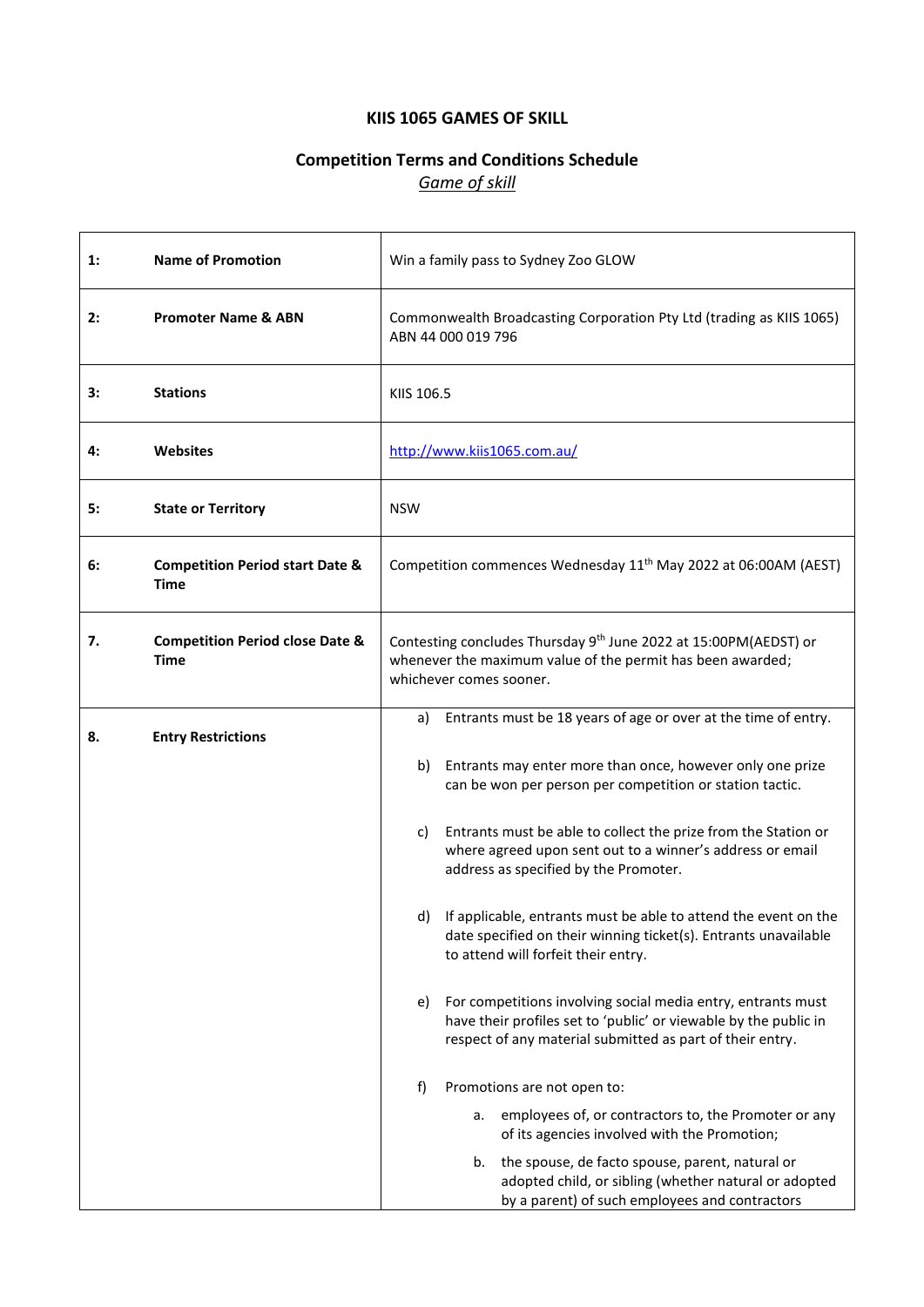# KIIS 1065 GAMES OF SKILL

## Competition Terms and Conditions Schedule

*Game of skill*

| | | |
|---|---|---|
| 1: | **Name of Promotion** | Win a family pass to Sydney Zoo GLOW |
| 2: | **Promoter Name & ABN** | Commonwealth Broadcasting Corporation Pty Ltd (trading as KIIS 1065) ABN 44 000 019 796 |
| 3: | **Stations** | KIIS 106.5 |
| 4: | **Websites** | http://www.kiis1065.com.au/ |
| 5: | **State or Territory** | NSW |
| 6: | **Competition Period start Date & Time** | Competition commences Wednesday 11th May 2022 at 06:00AM (AEST) |
| 7. | **Competition Period close Date & Time** | Contesting concludes Thursday 9th June 2022 at 15:00PM(AEDST) or whenever the maximum value of the permit has been awarded; whichever comes sooner. |
| 8. | **Entry Restrictions** | a) Entrants must be 18 years of age or over at the time of entry.<br><br>b) Entrants may enter more than once, however only one prize can be won per person per competition or station tactic.<br><br>c) Entrants must be able to collect the prize from the Station or where agreed upon sent out to a winner's address or email address as specified by the Promoter.<br><br>d) If applicable, entrants must be able to attend the event on the date specified on their winning ticket(s). Entrants unavailable to attend will forfeit their entry.<br><br>e) For competitions involving social media entry, entrants must have their profiles set to 'public' or viewable by the public in respect of any material submitted as part of their entry.<br><br>f) Promotions are not open to:<br>a. employees of, or contractors to, the Promoter or any of its agencies involved with the Promotion;<br>b. the spouse, de facto spouse, parent, natural or adopted child, or sibling (whether natural or adopted by a parent) of such employees and contractors |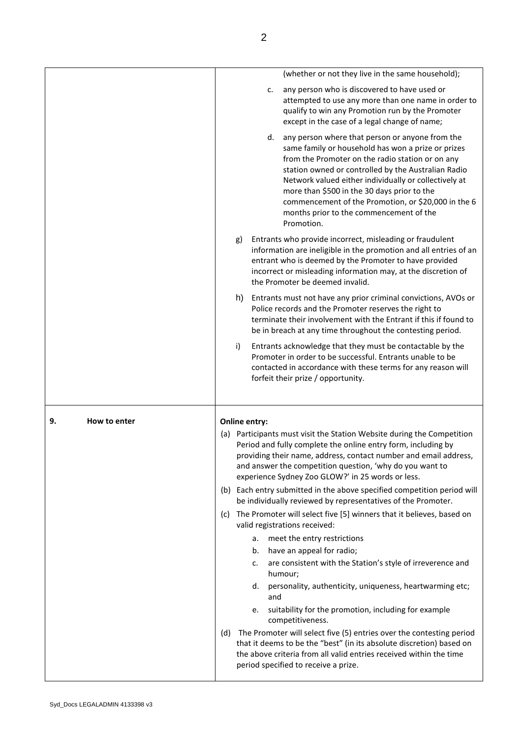| | |
|---|---|
| | (whether or not they live in the same household);<br><br>c. any person who is discovered to have used or attempted to use any more than one name in order to qualify to win any Promotion run by the Promoter except in the case of a legal change of name;<br><br>d. any person where that person or anyone from the same family or household has won a prize or prizes from the Promoter on the radio station or on any station owned or controlled by the Australian Radio Network valued either individually or collectively at more than $500 in the 30 days prior to the commencement of the Promotion, or $20,000 in the 6 months prior to the commencement of the Promotion.<br><br>g) Entrants who provide incorrect, misleading or fraudulent information are ineligible in the promotion and all entries of an entrant who is deemed by the Promoter to have provided incorrect or misleading information may, at the discretion of the Promoter be deemed invalid.<br><br>h) Entrants must not have any prior criminal convictions, AVOs or Police records and the Promoter reserves the right to terminate their involvement with the Entrant if this if found to be in breach at any time throughout the contesting period.<br><br>i) Entrants acknowledge that they must be contactable by the Promoter in order to be successful. Entrants unable to be contacted in accordance with these terms for any reason will forfeit their prize / opportunity. |
| **9. How to enter** | **Online entry:**<br><br>(a) Participants must visit the Station Website during the Competition Period and fully complete the online entry form, including by providing their name, address, contact number and email address, and answer the competition question, 'why do you want to experience Sydney Zoo GLOW?' in 25 words or less.<br><br>(b) Each entry submitted in the above specified competition period will be individually reviewed by representatives of the Promoter.<br><br>(c) The Promoter will select five [5] winners that it believes, based on valid registrations received:<br>a. meet the entry restrictions<br>b. have an appeal for radio;<br>c. are consistent with the Station's style of irreverence and humour;<br>d. personality, authenticity, uniqueness, heartwarming etc; and<br>e. suitability for the promotion, including for example competitiveness.<br><br>(d) The Promoter will select five (5) entries over the contesting period that it deems to be the "best" (in its absolute discretion) based on the above criteria from all valid entries received within the time period specified to receive a prize. |

Syd_Docs LEGALADMIN 4133398 v3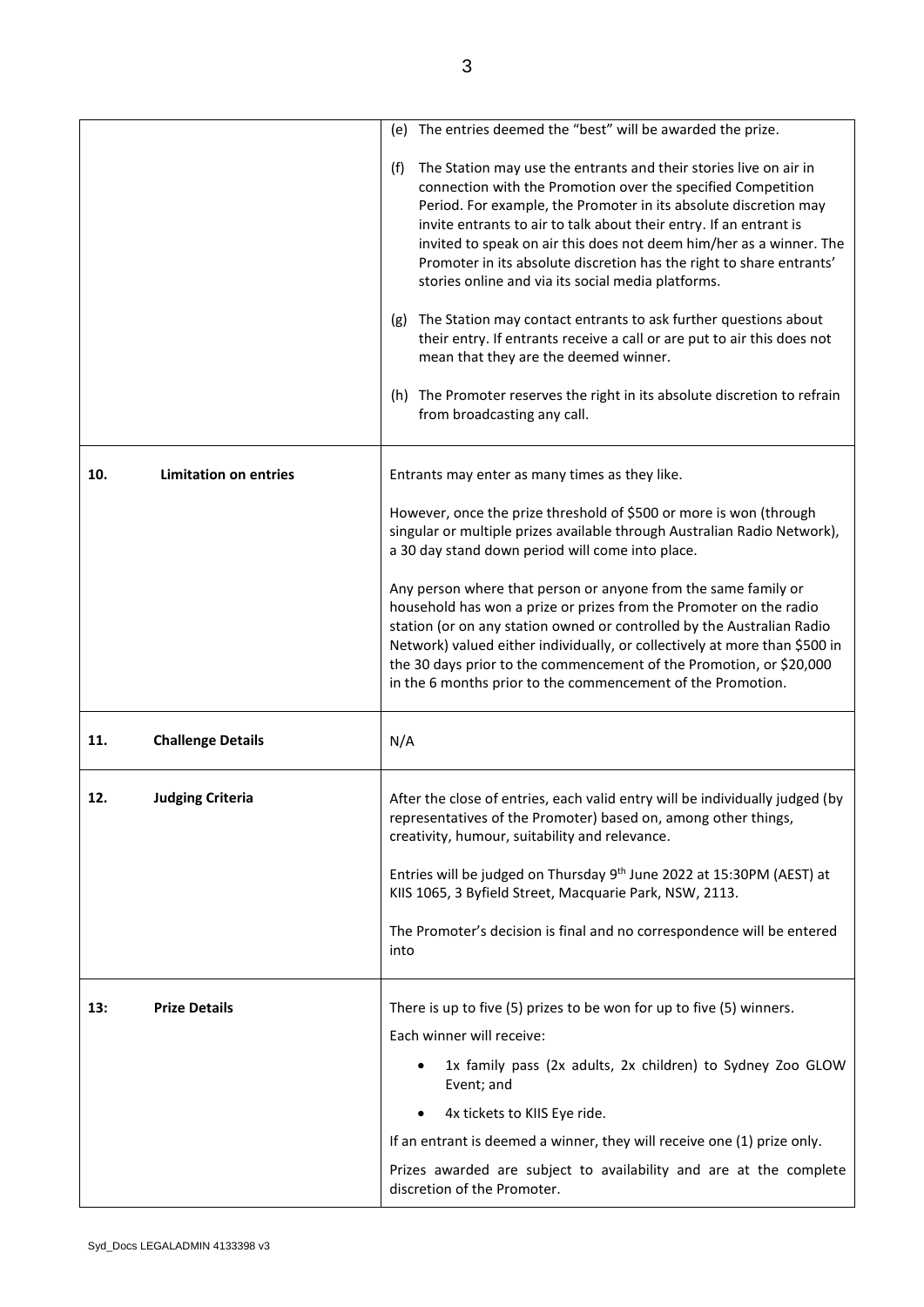| | |
|---|---|
| | (e) The entries deemed the "best" will be awarded the prize.<br><br>(f) The Station may use the entrants and their stories live on air in connection with the Promotion over the specified Competition Period. For example, the Promoter in its absolute discretion may invite entrants to air to talk about their entry. If an entrant is invited to speak on air this does not deem him/her as a winner. The Promoter in its absolute discretion has the right to share entrants' stories online and via its social media platforms.<br><br>(g) The Station may contact entrants to ask further questions about their entry. If entrants receive a call or are put to air this does not mean that they are the deemed winner.<br><br>(h) The Promoter reserves the right in its absolute discretion to refrain from broadcasting any call. |
| **10. Limitation on entries** | Entrants may enter as many times as they like.<br><br>However, once the prize threshold of $500 or more is won (through singular or multiple prizes available through Australian Radio Network), a 30 day stand down period will come into place.<br><br>Any person where that person or anyone from the same family or household has won a prize or prizes from the Promoter on the radio station (or on any station owned or controlled by the Australian Radio Network) valued either individually, or collectively at more than $500 in the 30 days prior to the commencement of the Promotion, or $20,000 in the 6 months prior to the commencement of the Promotion. |
| **11. Challenge Details** | N/A |
| **12. Judging Criteria** | After the close of entries, each valid entry will be individually judged (by representatives of the Promoter) based on, among other things, creativity, humour, suitability and relevance.<br><br>Entries will be judged on Thursday 9th June 2022 at 15:30PM (AEST) at KIIS 1065, 3 Byfield Street, Macquarie Park, NSW, 2113.<br><br>The Promoter's decision is final and no correspondence will be entered into |
| **13: Prize Details** | There is up to five (5) prizes to be won for up to five (5) winners.<br><br>Each winner will receive:<br><br>• 1x family pass (2x adults, 2x children) to Sydney Zoo GLOW Event; and<br>• 4x tickets to KIIS Eye ride.<br><br>If an entrant is deemed a winner, they will receive one (1) prize only.<br><br>Prizes awarded are subject to availability and are at the complete discretion of the Promoter. |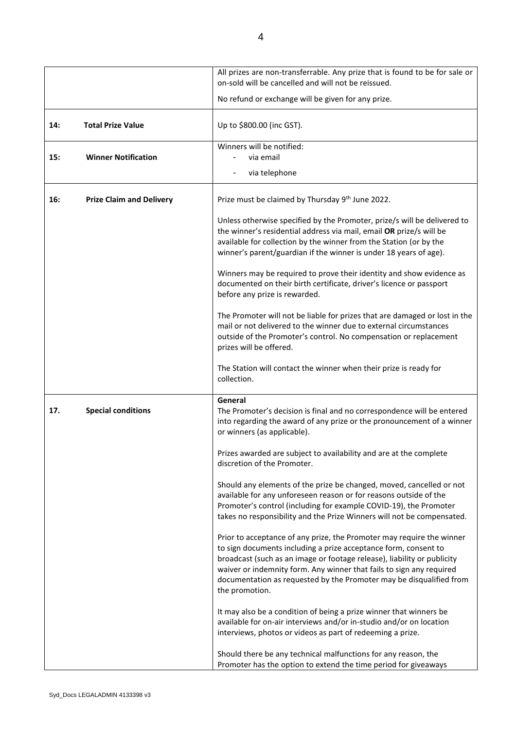| | |
|---|---|
| | All prizes are non-transferrable. Any prize that is found to be for sale or on-sold will be cancelled and will not be reissued.<br><br>No refund or exchange will be given for any prize. |
| **14: Total Prize Value** | Up to $800.00 (inc GST). |
| **15: Winner Notification** | Winners will be notified:<br>- via email<br>- via telephone |
| **16: Prize Claim and Delivery** | Prize must be claimed by Thursday 9th June 2022.<br><br>Unless otherwise specified by the Promoter, prize/s will be delivered to the winner's residential address via mail, email **OR** prize/s will be available for collection by the winner from the Station (or by the winner's parent/guardian if the winner is under 18 years of age).<br><br>Winners may be required to prove their identity and show evidence as documented on their birth certificate, driver's licence or passport before any prize is rewarded.<br><br>The Promoter will not be liable for prizes that are damaged or lost in the mail or not delivered to the winner due to external circumstances outside of the Promoter's control. No compensation or replacement prizes will be offered.<br><br>The Station will contact the winner when their prize is ready for collection. |
| **17. Special conditions** | **General**<br>The Promoter's decision is final and no correspondence will be entered into regarding the award of any prize or the pronouncement of a winner or winners (as applicable).<br><br>Prizes awarded are subject to availability and are at the complete discretion of the Promoter.<br><br>Should any elements of the prize be changed, moved, cancelled or not available for any unforeseen reason or for reasons outside of the Promoter's control (including for example COVID-19), the Promoter takes no responsibility and the Prize Winners will not be compensated.<br><br>Prior to acceptance of any prize, the Promoter may require the winner to sign documents including a prize acceptance form, consent to broadcast (such as an image or footage release), liability or publicity waiver or indemnity form. Any winner that fails to sign any required documentation as requested by the Promoter may be disqualified from the promotion.<br><br>It may also be a condition of being a prize winner that winners be available for on-air interviews and/or in-studio and/or on location interviews, photos or videos as part of redeeming a prize.<br><br>Should there be any technical malfunctions for any reason, the Promoter has the option to extend the time period for giveaways |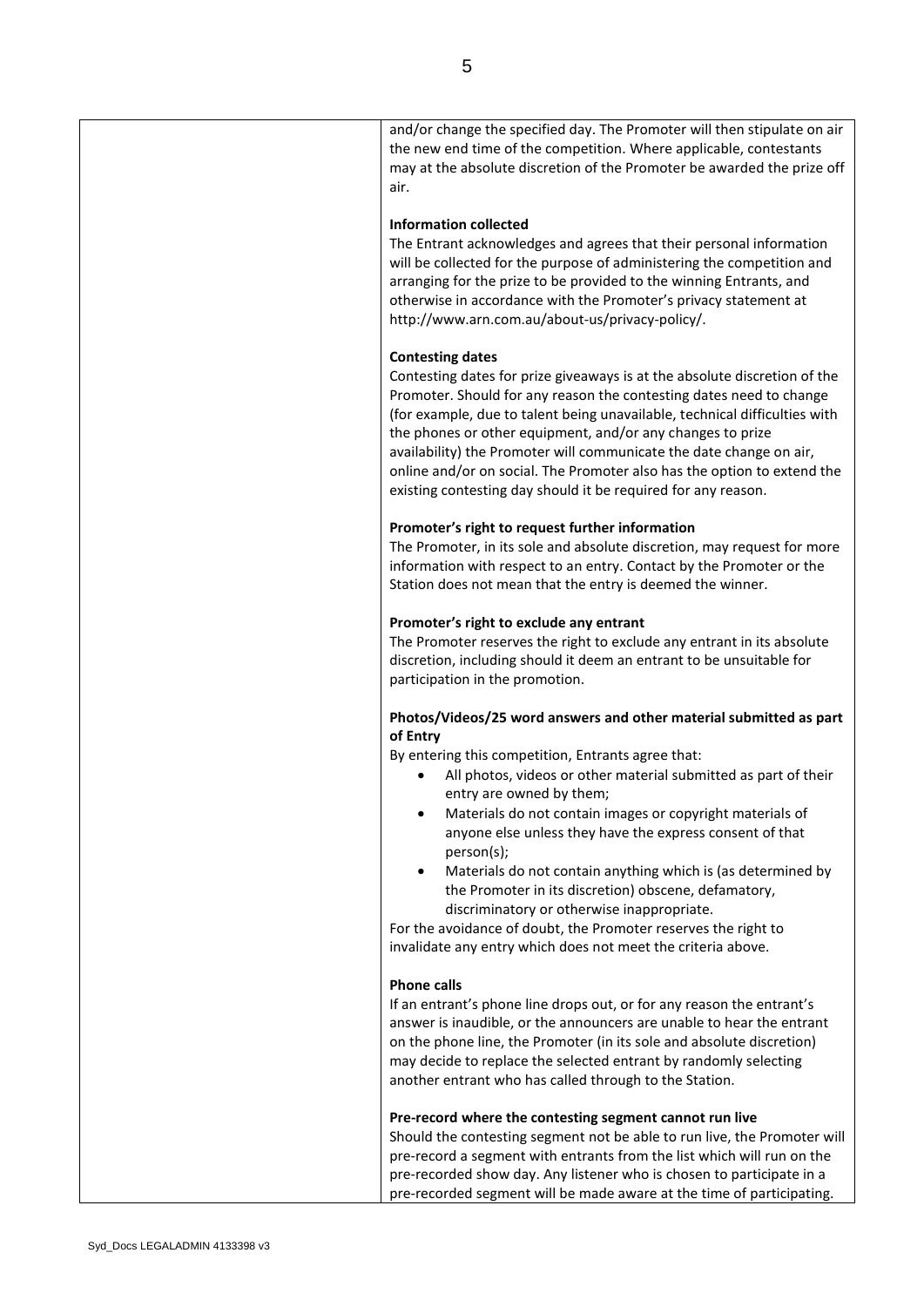| | and/or change the specified day. The Promoter will then stipulate on air the new end time of the competition. Where applicable, contestants may at the absolute discretion of the Promoter be awarded the prize off air.<br><br>**Information collected**<br>The Entrant acknowledges and agrees that their personal information will be collected for the purpose of administering the competition and arranging for the prize to be provided to the winning Entrants, and otherwise in accordance with the Promoter's privacy statement at http://www.arn.com.au/about-us/privacy-policy/.<br><br>**Contesting dates**<br>Contesting dates for prize giveaways is at the absolute discretion of the Promoter. Should for any reason the contesting dates need to change (for example, due to talent being unavailable, technical difficulties with the phones or other equipment, and/or any changes to prize availability) the Promoter will communicate the date change on air, online and/or on social. The Promoter also has the option to extend the existing contesting day should it be required for any reason.<br><br>**Promoter's right to request further information**<br>The Promoter, in its sole and absolute discretion, may request for more information with respect to an entry. Contact by the Promoter or the Station does not mean that the entry is deemed the winner.<br><br>**Promoter's right to exclude any entrant**<br>The Promoter reserves the right to exclude any entrant in its absolute discretion, including should it deem an entrant to be unsuitable for participation in the promotion.<br><br>**Photos/Videos/25 word answers and other material submitted as part of Entry**<br>By entering this competition, Entrants agree that:<br>• All photos, videos or other material submitted as part of their entry are owned by them;<br>• Materials do not contain images or copyright materials of anyone else unless they have the express consent of that person(s);<br>• Materials do not contain anything which is (as determined by the Promoter in its discretion) obscene, defamatory, discriminatory or otherwise inappropriate.<br>For the avoidance of doubt, the Promoter reserves the right to invalidate any entry which does not meet the criteria above.<br><br>**Phone calls**<br>If an entrant's phone line drops out, or for any reason the entrant's answer is inaudible, or the announcers are unable to hear the entrant on the phone line, the Promoter (in its sole and absolute discretion) may decide to replace the selected entrant by randomly selecting another entrant who has called through to the Station.<br><br>**Pre-record where the contesting segment cannot run live**<br>Should the contesting segment not be able to run live, the Promoter will pre-record a segment with entrants from the list which will run on the pre-recorded show day. Any listener who is chosen to participate in a pre-recorded segment will be made aware at the time of participating. |
|---|---|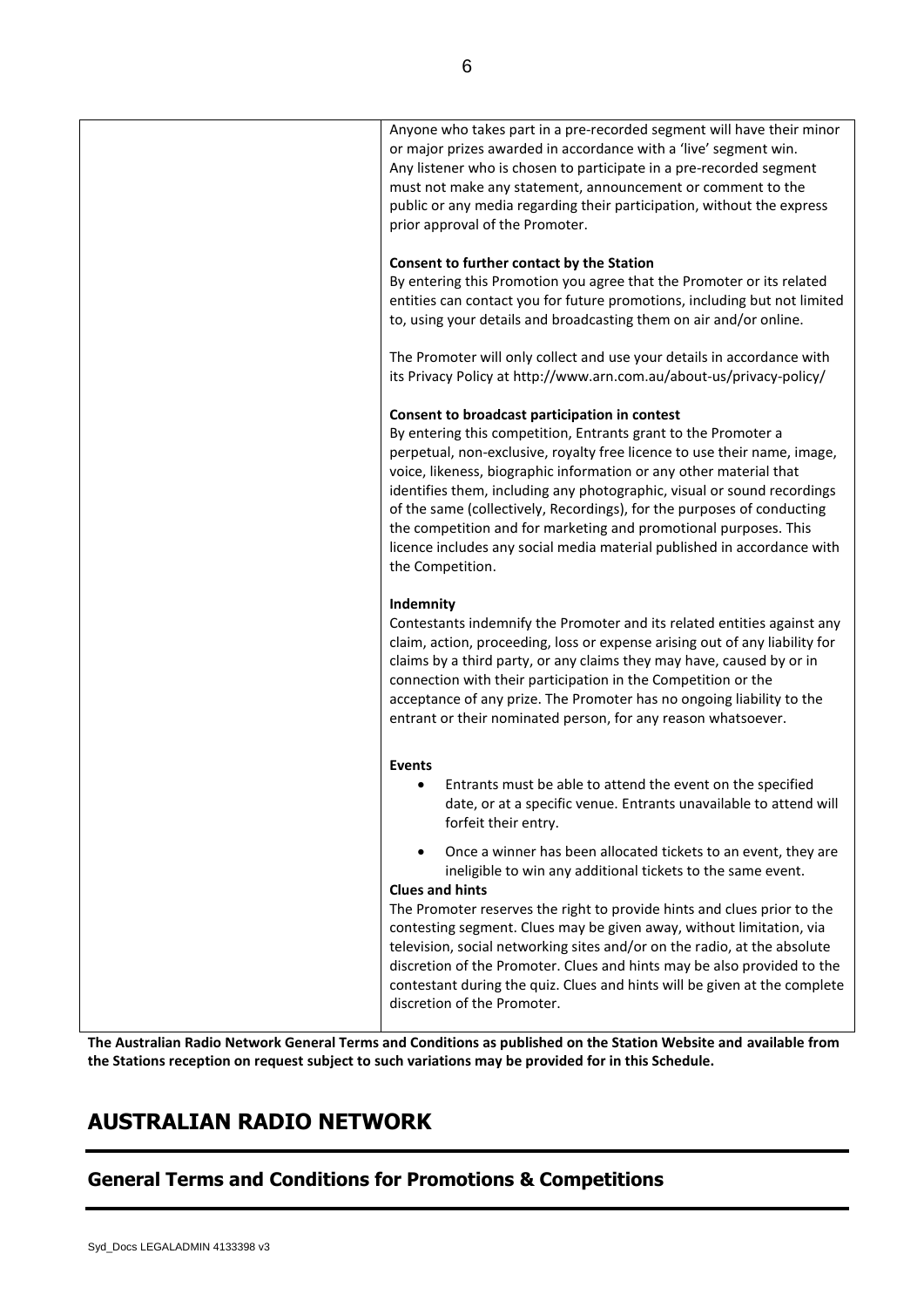| | Anyone who takes part in a pre-recorded segment will have their minor or major prizes awarded in accordance with a 'live' segment win. Any listener who is chosen to participate in a pre-recorded segment must not make any statement, announcement or comment to the public or any media regarding their participation, without the express prior approval of the Promoter.<br><br>**Consent to further contact by the Station**<br>By entering this Promotion you agree that the Promoter or its related entities can contact you for future promotions, including but not limited to, using your details and broadcasting them on air and/or online.<br><br>The Promoter will only collect and use your details in accordance with its Privacy Policy at http://www.arn.com.au/about-us/privacy-policy/<br><br>**Consent to broadcast participation in contest**<br>By entering this competition, Entrants grant to the Promoter a perpetual, non-exclusive, royalty free licence to use their name, image, voice, likeness, biographic information or any other material that identifies them, including any photographic, visual or sound recordings of the same (collectively, Recordings), for the purposes of conducting the competition and for marketing and promotional purposes. This licence includes any social media material published in accordance with the Competition.<br><br>**Indemnity**<br>Contestants indemnify the Promoter and its related entities against any claim, action, proceeding, loss or expense arising out of any liability for claims by a third party, or any claims they may have, caused by or in connection with their participation in the Competition or the acceptance of any prize. The Promoter has no ongoing liability to the entrant or their nominated person, for any reason whatsoever.<br><br>**Events**<br>• Entrants must be able to attend the event on the specified date, or at a specific venue. Entrants unavailable to attend will forfeit their entry.<br>• Once a winner has been allocated tickets to an event, they are ineligible to win any additional tickets to the same event.<br><br>**Clues and hints**<br>The Promoter reserves the right to provide hints and clues prior to the contesting segment. Clues may be given away, without limitation, via television, social networking sites and/or on the radio, at the absolute discretion of the Promoter. Clues and hints may be also provided to the contestant during the quiz. Clues and hints will be given at the complete discretion of the Promoter. |
|---|---|

**The Australian Radio Network General Terms and Conditions as published on the Station Website and available from the Stations reception on request subject to such variations may be provided for in this Schedule.**

# AUSTRALIAN RADIO NETWORK

## General Terms and Conditions for Promotions & Competitions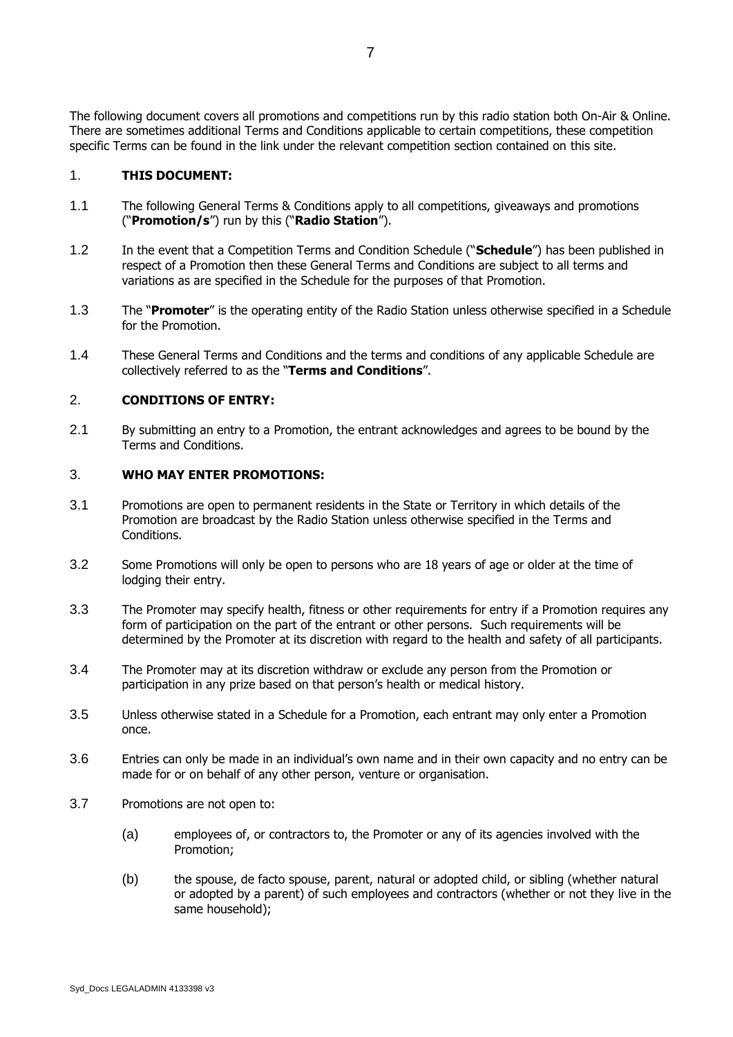The following document covers all promotions and competitions run by this radio station both On-Air & Online. There are sometimes additional Terms and Conditions applicable to certain competitions, these competition specific Terms can be found in the link under the relevant competition section contained on this site.

## 1. THIS DOCUMENT:

1.1 The following General Terms & Conditions apply to all competitions, giveaways and promotions ("**Promotion/s**") run by this ("**Radio Station**").

1.2 In the event that a Competition Terms and Condition Schedule ("**Schedule**") has been published in respect of a Promotion then these General Terms and Conditions are subject to all terms and variations as are specified in the Schedule for the purposes of that Promotion.

1.3 The "**Promoter**" is the operating entity of the Radio Station unless otherwise specified in a Schedule for the Promotion.

1.4 These General Terms and Conditions and the terms and conditions of any applicable Schedule are collectively referred to as the "**Terms and Conditions**".

## 2. CONDITIONS OF ENTRY:

2.1 By submitting an entry to a Promotion, the entrant acknowledges and agrees to be bound by the Terms and Conditions.

## 3. WHO MAY ENTER PROMOTIONS:

3.1 Promotions are open to permanent residents in the State or Territory in which details of the Promotion are broadcast by the Radio Station unless otherwise specified in the Terms and Conditions.

3.2 Some Promotions will only be open to persons who are 18 years of age or older at the time of lodging their entry.

3.3 The Promoter may specify health, fitness or other requirements for entry if a Promotion requires any form of participation on the part of the entrant or other persons. Such requirements will be determined by the Promoter at its discretion with regard to the health and safety of all participants.

3.4 The Promoter may at its discretion withdraw or exclude any person from the Promotion or participation in any prize based on that person's health or medical history.

3.5 Unless otherwise stated in a Schedule for a Promotion, each entrant may only enter a Promotion once.

3.6 Entries can only be made in an individual's own name and in their own capacity and no entry can be made for or on behalf of any other person, venture or organisation.

3.7 Promotions are not open to:

(a) employees of, or contractors to, the Promoter or any of its agencies involved with the Promotion;

(b) the spouse, de facto spouse, parent, natural or adopted child, or sibling (whether natural or adopted by a parent) of such employees and contractors (whether or not they live in the same household);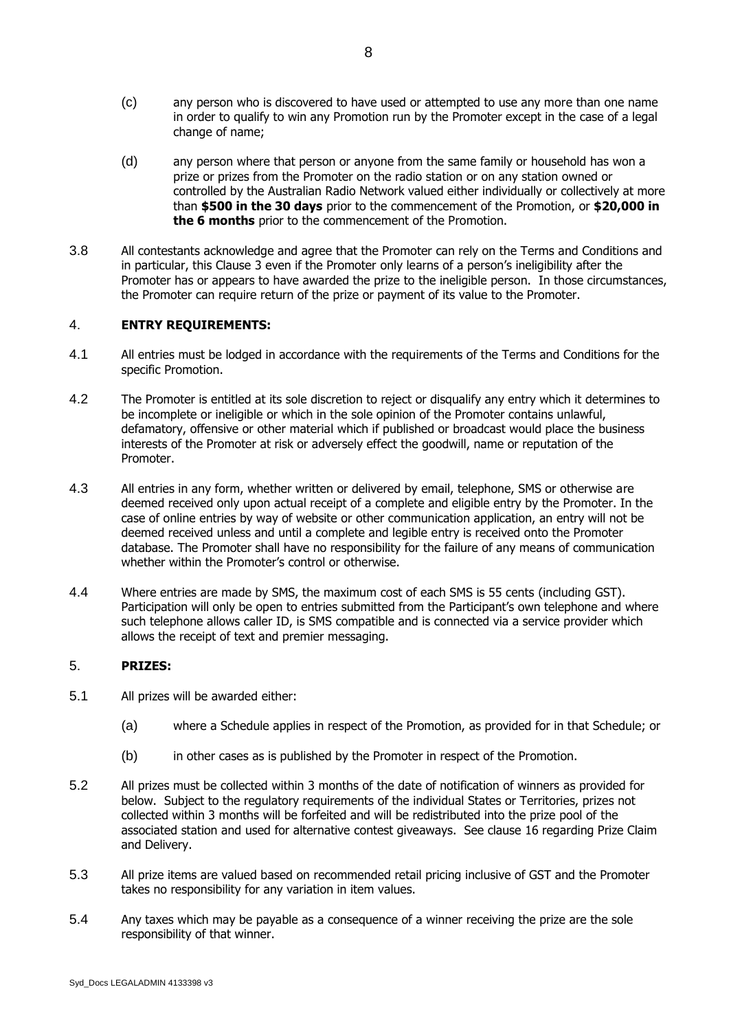(c) any person who is discovered to have used or attempted to use any more than one name in order to qualify to win any Promotion run by the Promoter except in the case of a legal change of name;

(d) any person where that person or anyone from the same family or household has won a prize or prizes from the Promoter on the radio station or on any station owned or controlled by the Australian Radio Network valued either individually or collectively at more than **$500 in the 30 days** prior to the commencement of the Promotion, or **$20,000 in the 6 months** prior to the commencement of the Promotion.

3.8 All contestants acknowledge and agree that the Promoter can rely on the Terms and Conditions and in particular, this Clause 3 even if the Promoter only learns of a person's ineligibility after the Promoter has or appears to have awarded the prize to the ineligible person. In those circumstances, the Promoter can require return of the prize or payment of its value to the Promoter.

## 4. ENTRY REQUIREMENTS:

4.1 All entries must be lodged in accordance with the requirements of the Terms and Conditions for the specific Promotion.

4.2 The Promoter is entitled at its sole discretion to reject or disqualify any entry which it determines to be incomplete or ineligible or which in the sole opinion of the Promoter contains unlawful, defamatory, offensive or other material which if published or broadcast would place the business interests of the Promoter at risk or adversely effect the goodwill, name or reputation of the Promoter.

4.3 All entries in any form, whether written or delivered by email, telephone, SMS or otherwise are deemed received only upon actual receipt of a complete and eligible entry by the Promoter. In the case of online entries by way of website or other communication application, an entry will not be deemed received unless and until a complete and legible entry is received onto the Promoter database. The Promoter shall have no responsibility for the failure of any means of communication whether within the Promoter's control or otherwise.

4.4 Where entries are made by SMS, the maximum cost of each SMS is 55 cents (including GST). Participation will only be open to entries submitted from the Participant's own telephone and where such telephone allows caller ID, is SMS compatible and is connected via a service provider which allows the receipt of text and premier messaging.

## 5. PRIZES:

5.1 All prizes will be awarded either:

(a) where a Schedule applies in respect of the Promotion, as provided for in that Schedule; or

(b) in other cases as is published by the Promoter in respect of the Promotion.

5.2 All prizes must be collected within 3 months of the date of notification of winners as provided for below. Subject to the regulatory requirements of the individual States or Territories, prizes not collected within 3 months will be forfeited and will be redistributed into the prize pool of the associated station and used for alternative contest giveaways. See clause 16 regarding Prize Claim and Delivery.

5.3 All prize items are valued based on recommended retail pricing inclusive of GST and the Promoter takes no responsibility for any variation in item values.

5.4 Any taxes which may be payable as a consequence of a winner receiving the prize are the sole responsibility of that winner.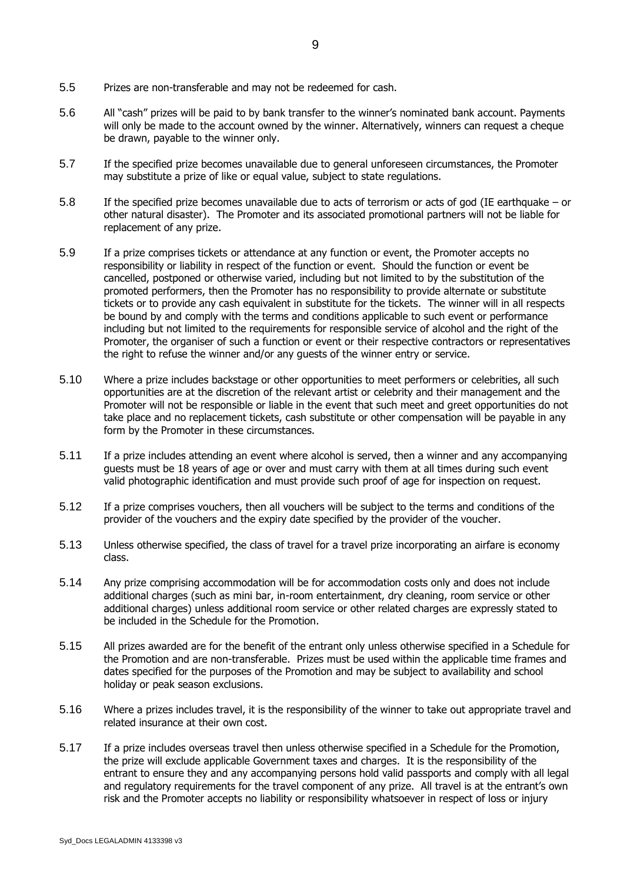5.5 Prizes are non-transferable and may not be redeemed for cash.

5.6 All "cash" prizes will be paid to by bank transfer to the winner's nominated bank account. Payments will only be made to the account owned by the winner. Alternatively, winners can request a cheque be drawn, payable to the winner only.

5.7 If the specified prize becomes unavailable due to general unforeseen circumstances, the Promoter may substitute a prize of like or equal value, subject to state regulations.

5.8 If the specified prize becomes unavailable due to acts of terrorism or acts of god (IE earthquake – or other natural disaster). The Promoter and its associated promotional partners will not be liable for replacement of any prize.

5.9 If a prize comprises tickets or attendance at any function or event, the Promoter accepts no responsibility or liability in respect of the function or event. Should the function or event be cancelled, postponed or otherwise varied, including but not limited to by the substitution of the promoted performers, then the Promoter has no responsibility to provide alternate or substitute tickets or to provide any cash equivalent in substitute for the tickets. The winner will in all respects be bound by and comply with the terms and conditions applicable to such event or performance including but not limited to the requirements for responsible service of alcohol and the right of the Promoter, the organiser of such a function or event or their respective contractors or representatives the right to refuse the winner and/or any guests of the winner entry or service.

5.10 Where a prize includes backstage or other opportunities to meet performers or celebrities, all such opportunities are at the discretion of the relevant artist or celebrity and their management and the Promoter will not be responsible or liable in the event that such meet and greet opportunities do not take place and no replacement tickets, cash substitute or other compensation will be payable in any form by the Promoter in these circumstances.

5.11 If a prize includes attending an event where alcohol is served, then a winner and any accompanying guests must be 18 years of age or over and must carry with them at all times during such event valid photographic identification and must provide such proof of age for inspection on request.

5.12 If a prize comprises vouchers, then all vouchers will be subject to the terms and conditions of the provider of the vouchers and the expiry date specified by the provider of the voucher.

5.13 Unless otherwise specified, the class of travel for a travel prize incorporating an airfare is economy class.

5.14 Any prize comprising accommodation will be for accommodation costs only and does not include additional charges (such as mini bar, in-room entertainment, dry cleaning, room service or other additional charges) unless additional room service or other related charges are expressly stated to be included in the Schedule for the Promotion.

5.15 All prizes awarded are for the benefit of the entrant only unless otherwise specified in a Schedule for the Promotion and are non-transferable. Prizes must be used within the applicable time frames and dates specified for the purposes of the Promotion and may be subject to availability and school holiday or peak season exclusions.

5.16 Where a prizes includes travel, it is the responsibility of the winner to take out appropriate travel and related insurance at their own cost.

5.17 If a prize includes overseas travel then unless otherwise specified in a Schedule for the Promotion, the prize will exclude applicable Government taxes and charges. It is the responsibility of the entrant to ensure they and any accompanying persons hold valid passports and comply with all legal and regulatory requirements for the travel component of any prize. All travel is at the entrant's own risk and the Promoter accepts no liability or responsibility whatsoever in respect of loss or injury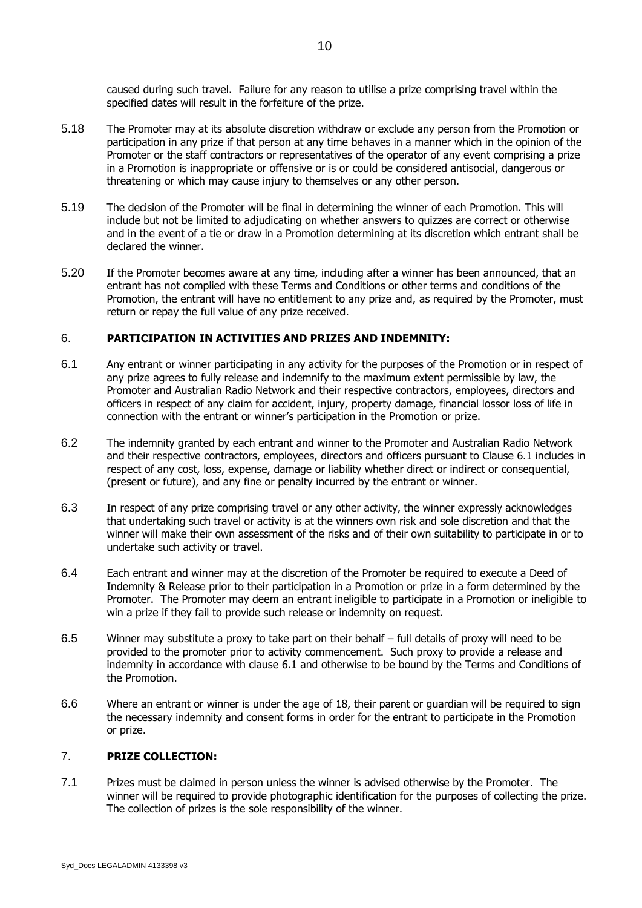caused during such travel. Failure for any reason to utilise a prize comprising travel within the specified dates will result in the forfeiture of the prize.

5.18 The Promoter may at its absolute discretion withdraw or exclude any person from the Promotion or participation in any prize if that person at any time behaves in a manner which in the opinion of the Promoter or the staff contractors or representatives of the operator of any event comprising a prize in a Promotion is inappropriate or offensive or is or could be considered antisocial, dangerous or threatening or which may cause injury to themselves or any other person.

5.19 The decision of the Promoter will be final in determining the winner of each Promotion. This will include but not be limited to adjudicating on whether answers to quizzes are correct or otherwise and in the event of a tie or draw in a Promotion determining at its discretion which entrant shall be declared the winner.

5.20 If the Promoter becomes aware at any time, including after a winner has been announced, that an entrant has not complied with these Terms and Conditions or other terms and conditions of the Promotion, the entrant will have no entitlement to any prize and, as required by the Promoter, must return or repay the full value of any prize received.

## 6. **PARTICIPATION IN ACTIVITIES AND PRIZES AND INDEMNITY:**

6.1 Any entrant or winner participating in any activity for the purposes of the Promotion or in respect of any prize agrees to fully release and indemnify to the maximum extent permissible by law, the Promoter and Australian Radio Network and their respective contractors, employees, directors and officers in respect of any claim for accident, injury, property damage, financial lossor loss of life in connection with the entrant or winner's participation in the Promotion or prize.

6.2 The indemnity granted by each entrant and winner to the Promoter and Australian Radio Network and their respective contractors, employees, directors and officers pursuant to Clause 6.1 includes in respect of any cost, loss, expense, damage or liability whether direct or indirect or consequential, (present or future), and any fine or penalty incurred by the entrant or winner.

6.3 In respect of any prize comprising travel or any other activity, the winner expressly acknowledges that undertaking such travel or activity is at the winners own risk and sole discretion and that the winner will make their own assessment of the risks and of their own suitability to participate in or to undertake such activity or travel.

6.4 Each entrant and winner may at the discretion of the Promoter be required to execute a Deed of Indemnity & Release prior to their participation in a Promotion or prize in a form determined by the Promoter. The Promoter may deem an entrant ineligible to participate in a Promotion or ineligible to win a prize if they fail to provide such release or indemnity on request.

6.5 Winner may substitute a proxy to take part on their behalf – full details of proxy will need to be provided to the promoter prior to activity commencement. Such proxy to provide a release and indemnity in accordance with clause 6.1 and otherwise to be bound by the Terms and Conditions of the Promotion.

6.6 Where an entrant or winner is under the age of 18, their parent or guardian will be required to sign the necessary indemnity and consent forms in order for the entrant to participate in the Promotion or prize.

## 7. **PRIZE COLLECTION:**

7.1 Prizes must be claimed in person unless the winner is advised otherwise by the Promoter. The winner will be required to provide photographic identification for the purposes of collecting the prize. The collection of prizes is the sole responsibility of the winner.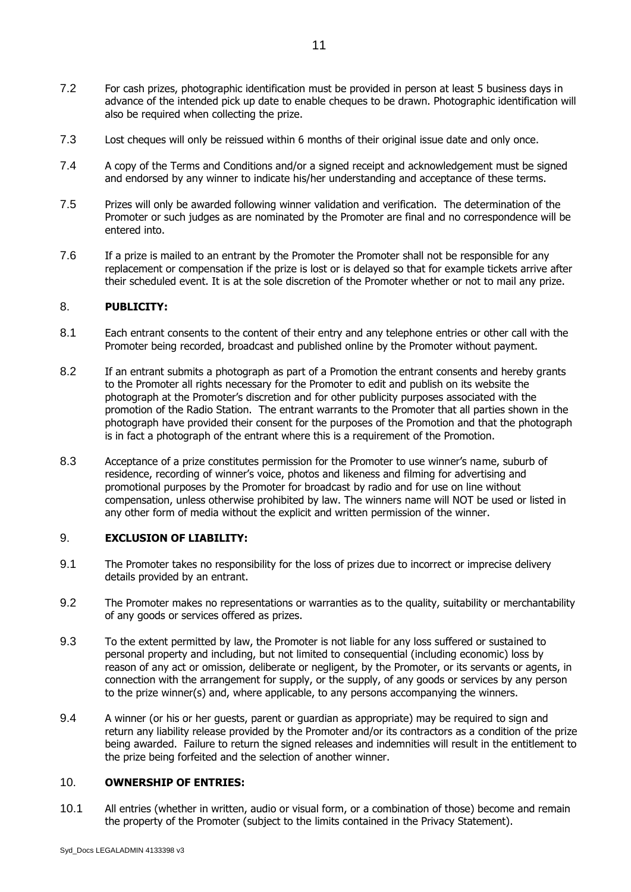7.2 For cash prizes, photographic identification must be provided in person at least 5 business days in advance of the intended pick up date to enable cheques to be drawn. Photographic identification will also be required when collecting the prize.

7.3 Lost cheques will only be reissued within 6 months of their original issue date and only once.

7.4 A copy of the Terms and Conditions and/or a signed receipt and acknowledgement must be signed and endorsed by any winner to indicate his/her understanding and acceptance of these terms.

7.5 Prizes will only be awarded following winner validation and verification. The determination of the Promoter or such judges as are nominated by the Promoter are final and no correspondence will be entered into.

7.6 If a prize is mailed to an entrant by the Promoter the Promoter shall not be responsible for any replacement or compensation if the prize is lost or is delayed so that for example tickets arrive after their scheduled event. It is at the sole discretion of the Promoter whether or not to mail any prize.

## 8. PUBLICITY:

8.1 Each entrant consents to the content of their entry and any telephone entries or other call with the Promoter being recorded, broadcast and published online by the Promoter without payment.

8.2 If an entrant submits a photograph as part of a Promotion the entrant consents and hereby grants to the Promoter all rights necessary for the Promoter to edit and publish on its website the photograph at the Promoter's discretion and for other publicity purposes associated with the promotion of the Radio Station. The entrant warrants to the Promoter that all parties shown in the photograph have provided their consent for the purposes of the Promotion and that the photograph is in fact a photograph of the entrant where this is a requirement of the Promotion.

8.3 Acceptance of a prize constitutes permission for the Promoter to use winner's name, suburb of residence, recording of winner's voice, photos and likeness and filming for advertising and promotional purposes by the Promoter for broadcast by radio and for use on line without compensation, unless otherwise prohibited by law. The winners name will NOT be used or listed in any other form of media without the explicit and written permission of the winner.

## 9. EXCLUSION OF LIABILITY:

9.1 The Promoter takes no responsibility for the loss of prizes due to incorrect or imprecise delivery details provided by an entrant.

9.2 The Promoter makes no representations or warranties as to the quality, suitability or merchantability of any goods or services offered as prizes.

9.3 To the extent permitted by law, the Promoter is not liable for any loss suffered or sustained to personal property and including, but not limited to consequential (including economic) loss by reason of any act or omission, deliberate or negligent, by the Promoter, or its servants or agents, in connection with the arrangement for supply, or the supply, of any goods or services by any person to the prize winner(s) and, where applicable, to any persons accompanying the winners.

9.4 A winner (or his or her guests, parent or guardian as appropriate) may be required to sign and return any liability release provided by the Promoter and/or its contractors as a condition of the prize being awarded. Failure to return the signed releases and indemnities will result in the entitlement to the prize being forfeited and the selection of another winner.

## 10. OWNERSHIP OF ENTRIES:

10.1 All entries (whether in written, audio or visual form, or a combination of those) become and remain the property of the Promoter (subject to the limits contained in the Privacy Statement).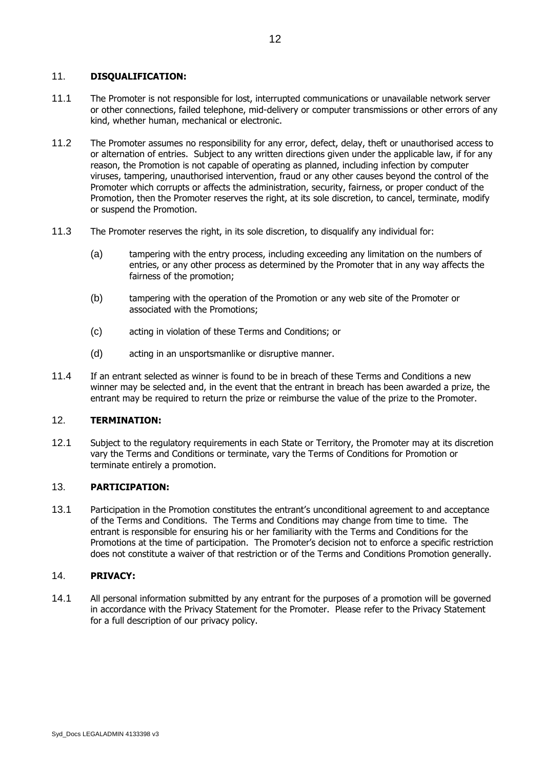## 11. **DISQUALIFICATION:**

11.1 The Promoter is not responsible for lost, interrupted communications or unavailable network server or other connections, failed telephone, mid-delivery or computer transmissions or other errors of any kind, whether human, mechanical or electronic.

11.2 The Promoter assumes no responsibility for any error, defect, delay, theft or unauthorised access to or alternation of entries. Subject to any written directions given under the applicable law, if for any reason, the Promotion is not capable of operating as planned, including infection by computer viruses, tampering, unauthorised intervention, fraud or any other causes beyond the control of the Promoter which corrupts or affects the administration, security, fairness, or proper conduct of the Promotion, then the Promoter reserves the right, at its sole discretion, to cancel, terminate, modify or suspend the Promotion.

11.3 The Promoter reserves the right, in its sole discretion, to disqualify any individual for:

(a) tampering with the entry process, including exceeding any limitation on the numbers of entries, or any other process as determined by the Promoter that in any way affects the fairness of the promotion;

(b) tampering with the operation of the Promotion or any web site of the Promoter or associated with the Promotions;

(c) acting in violation of these Terms and Conditions; or

(d) acting in an unsportsmanlike or disruptive manner.

11.4 If an entrant selected as winner is found to be in breach of these Terms and Conditions a new winner may be selected and, in the event that the entrant in breach has been awarded a prize, the entrant may be required to return the prize or reimburse the value of the prize to the Promoter.

## 12. **TERMINATION:**

12.1 Subject to the regulatory requirements in each State or Territory, the Promoter may at its discretion vary the Terms and Conditions or terminate, vary the Terms of Conditions for Promotion or terminate entirely a promotion.

## 13. **PARTICIPATION:**

13.1 Participation in the Promotion constitutes the entrant's unconditional agreement to and acceptance of the Terms and Conditions. The Terms and Conditions may change from time to time. The entrant is responsible for ensuring his or her familiarity with the Terms and Conditions for the Promotions at the time of participation. The Promoter's decision not to enforce a specific restriction does not constitute a waiver of that restriction or of the Terms and Conditions Promotion generally.

## 14. **PRIVACY:**

14.1 All personal information submitted by any entrant for the purposes of a promotion will be governed in accordance with the Privacy Statement for the Promoter. Please refer to the Privacy Statement for a full description of our privacy policy.